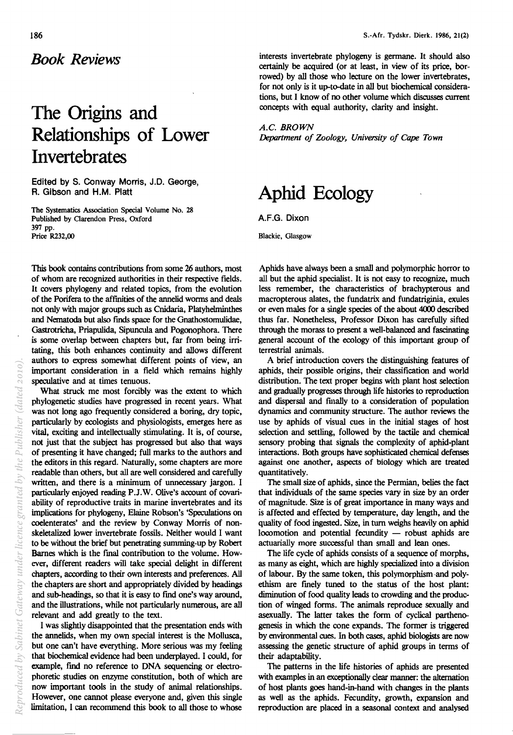## Book Reviews

# The Origins and Relationships of Lower Invertebrates

Edited by S. Conway Morris, J.D. George, R. Gibson and H.M. Platt

The Systematics Association Special Volume No. 28
Published by Clarendon Press, Oxford
397 pp.
Price R232,00

This book contains contributions from some 26 authors, most of whom are recognized authorities in their respective fields. It covers phylogeny and related topics, from the evolution of the Porifera to the affinities of the annelid worms and deals not only with major groups such as Cnidaria, Platyhelminthes and Nematoda but also finds space for the Gnathostomulidae, Gastrotricha, Priapulida, Sipuncula and Pogonophora. There is some overlap between chapters but, far from being irritating, this both enhances continuity and allows different authors to express somewhat different points of view, an important consideration in a field which remains highly speculative and at times tenuous.

What struck me most forcibly was the extent to which phylogenetic studies have progressed in recent years. What was not long ago frequently considered a boring, dry topic, particularly by ecologists and physiologists, emerges here as vital, exciting and intellectually stimulating. It is, of course, not just that the subject has progressed but also that ways of presenting it have changed; full marks to the authors and the editors in this regard. Naturally, some chapters are more readable than others, but all are well considered and carefully written, and there is a minimum of unnecessary jargon. I particularly enjoyed reading P.J.W. Olive's account of covariability of reproductive traits in marine invertebrates and its implications for phylogeny, Elaine Robson's 'Speculations on coelenterates' and the review by Conway Morris of non-skeletalized lower invertebrate fossils. Neither would I want to be without the brief but penetrating summing-up by Robert Barnes which is the final contribution to the volume. However, different readers will take special delight in different chapters, according to their own interests and preferences. All the chapters are short and appropriately divided by headings and sub-headings, so that it is easy to find one's way around, and the illustrations, while not particularly numerous, are all relevant and add greatly to the text.

I was slightly disappointed that the presentation ends with the annelids, when my own special interest is the Mollusca, but one can't have everything. More serious was my feeling that biochemical evidence had been underplayed. I could, for example, find no reference to DNA sequencing or electrophoretic studies on enzyme constitution, both of which are now important tools in the study of animal relationships. However, one cannot please everyone and, given this single limitation, I can recommend this book to all those to whose interests invertebrate phylogeny is germane. It should also certainly be acquired (or at least, in view of its price, borrowed) by all those who lecture on the lower invertebrates, for not only is it up-to-date in all but biochemical considerations, but I know of no other volume which discusses current concepts with equal authority, clarity and insight.

*A.C. BROWN*
*Department of Zoology, University of Cape Town*

# Aphid Ecology

A.F.G. Dixon

Blackie, Glasgow

Aphids have always been a small and polymorphic horror to all but the aphid specialist. It is not easy to recognize, much less remember, the characteristics of brachypterous and macropterous alates, the fundatrix and fundatriginia, exules or even males for a single species of the about 4000 described thus far. Nonetheless, Professor Dixon has carefully sifted through the morass to present a well-balanced and fascinating general account of the ecology of this important group of terrestrial animals.

A brief introduction covers the distinguishing features of aphids, their possible origins, their classification and world distribution. The text proper begins with plant host selection and gradually progresses through life histories to reproduction and dispersal and finally to a consideration of population dynamics and community structure. The author reviews the use by aphids of visual cues in the initial stages of host selection and settling, followed by the tactile and chemical sensory probing that signals the complexity of aphid-plant interactions. Both groups have sophisticated chemical defenses against one another, aspects of biology which are treated quantitatively.

The small size of aphids, since the Permian, belies the fact that individuals of the same species vary in size by an order of magnitude. Size is of great importance in many ways and is affected and effected by temperature, day length, and the quality of food ingested. Size, in turn weighs heavily on aphid locomotion and potential fecundity — robust aphids are actuarially more successful than small and lean ones.

The life cycle of aphids consists of a sequence of morphs, as many as eight, which are highly specialized into a division of labour. By the same token, this polymorphism and polyethism are finely tuned to the status of the host plant: diminution of food quality leads to crowding and the production of winged forms. The animals reproduce sexually and asexually. The latter takes the form of cyclical parthenogenesis in which the cone expands. The former is triggered by environmental cues. In both cases, aphid biologists are now assessing the genetic structure of aphid groups in terms of their adaptability.

The patterns in the life histories of aphids are presented with examples in an exceptionally clear manner: the alternation of host plants goes hand-in-hand with changes in the plants as well as the aphids. Fecundity, growth, expansion and reproduction are placed in a seasonal context and analysed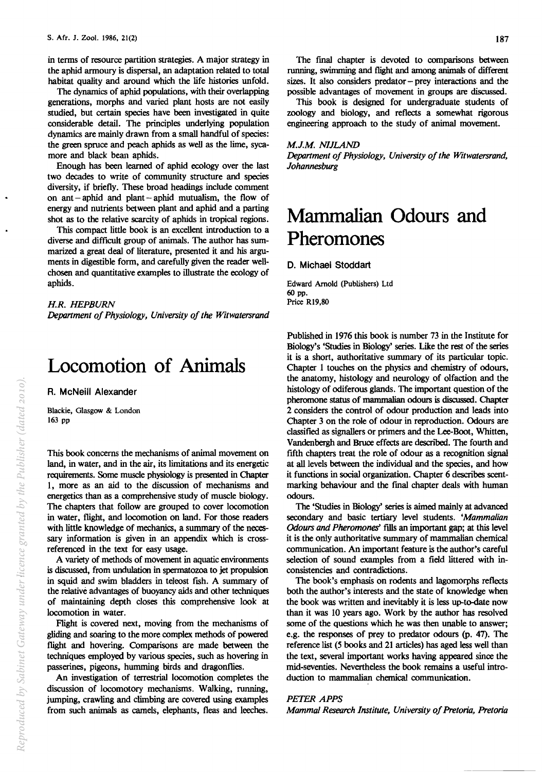in terms of resource partition strategies. A major strategy in the aphid armoury is dispersal, an adaptation related to total habitat quality and around which the life histories unfold.

The dynamics of aphid populations, with their overlapping generations, morphs and varied plant hosts are not easily studied, but certain species have been investigated in quite considerable detail. The principles underlying population dynamics are mainly drawn from a small handful of species: the green spruce and peach aphids as well as the lime, sycamore and black bean aphids.

Enough has been learned of aphid ecology over the last two decades to write of community structure and species diversity, if briefly. These broad headings include comment on ant – aphid and plant – aphid mutualism, the flow of energy and nutrients between plant and aphid and a parting shot as to the relative scarcity of aphids in tropical regions.

This compact little book is an excellent introduction to a diverse and difficult group of animals. The author has summarized a great deal of literature, presented it and his arguments in digestible form, and carefully given the reader well-chosen and quantitative examples to illustrate the ecology of aphids.

*H.R. HEPBURN*
*Department of Physiology, University of the Witwatersrand*

# Locomotion of Animals

R. McNeill Alexander

Blackie, Glasgow & London
163 pp

This book concerns the mechanisms of animal movement on land, in water, and in the air, its limitations and its energetic requirements. Some muscle physiology is presented in Chapter 1, more as an aid to the discussion of mechanisms and energetics than as a comprehensive study of muscle biology. The chapters that follow are grouped to cover locomotion in water, flight, and locomotion on land. For those readers with little knowledge of mechanics, a summary of the necessary information is given in an appendix which is cross-referenced in the text for easy usage.

A variety of methods of movement in aquatic environments is discussed, from undulation in spermatozoa to jet propulsion in squid and swim bladders in teleost fish. A summary of the relative advantages of buoyancy aids and other techniques of maintaining depth closes this comprehensive look at locomotion in water.

Flight is covered next, moving from the mechanisms of gliding and soaring to the more complex methods of powered flight and hovering. Comparisons are made between the techniques employed by various species, such as hovering in passerines, pigeons, humming birds and dragonflies.

An investigation of terrestrial locomotion completes the discussion of locomotory mechanisms. Walking, running, jumping, crawling and climbing are covered using examples from such animals as camels, elephants, fleas and leeches.

The final chapter is devoted to comparisons between running, swimming and flight and among animals of different sizes. It also considers predator – prey interactions and the possible advantages of movement in groups are discussed.

This book is designed for undergraduate students of zoology and biology, and reflects a somewhat rigorous engineering approach to the study of animal movement.

*M.J.M. NIJLAND*
*Department of Physiology, University of the Witwatersrand, Johannesburg*

# Mammalian Odours and Pheromones

D. Michael Stoddart

Edward Arnold (Publishers) Ltd
60 pp.
Price R19,80

Published in 1976 this book is number 73 in the Institute for Biology's 'Studies in Biology' series. Like the rest of the series it is a short, authoritative summary of its particular topic. Chapter 1 touches on the physics and chemistry of odours, the anatomy, histology and neurology of olfaction and the histology of odiferous glands. The important question of the pheromone status of mammalian odours is discussed. Chapter 2 considers the control of odour production and leads into Chapter 3 on the role of odour in reproduction. Odours are classified as signallers or primers and the Lee-Boot, Whitten, Vandenbergh and Bruce effects are described. The fourth and fifth chapters treat the role of odour as a recognition signal at all levels between the individual and the species, and how it functions in social organization. Chapter 6 describes scent-marking behaviour and the final chapter deals with human odours.

The 'Studies in Biology' series is aimed mainly at advanced secondary and basic tertiary level students. '*Mammalian Odours and Pheromones*' fills an important gap; at this level it is the only authoritative summary of mammalian chemical communication. An important feature is the author's careful selection of sound examples from a field littered with inconsistencies and contradictions.

The book's emphasis on rodents and lagomorphs reflects both the author's interests and the state of knowledge when the book was written and inevitably it is less up-to-date now than it was 10 years ago. Work by the author has resolved some of the questions which he was then unable to answer; e.g. the responses of prey to predator odours (p. 47). The reference list (5 books and 21 articles) has aged less well than the text, several important works having appeared since the mid-seventies. Nevertheless the book remains a useful introduction to mammalian chemical communication.

*PETER APPS*
*Mammal Research Institute, University of Pretoria, Pretoria*